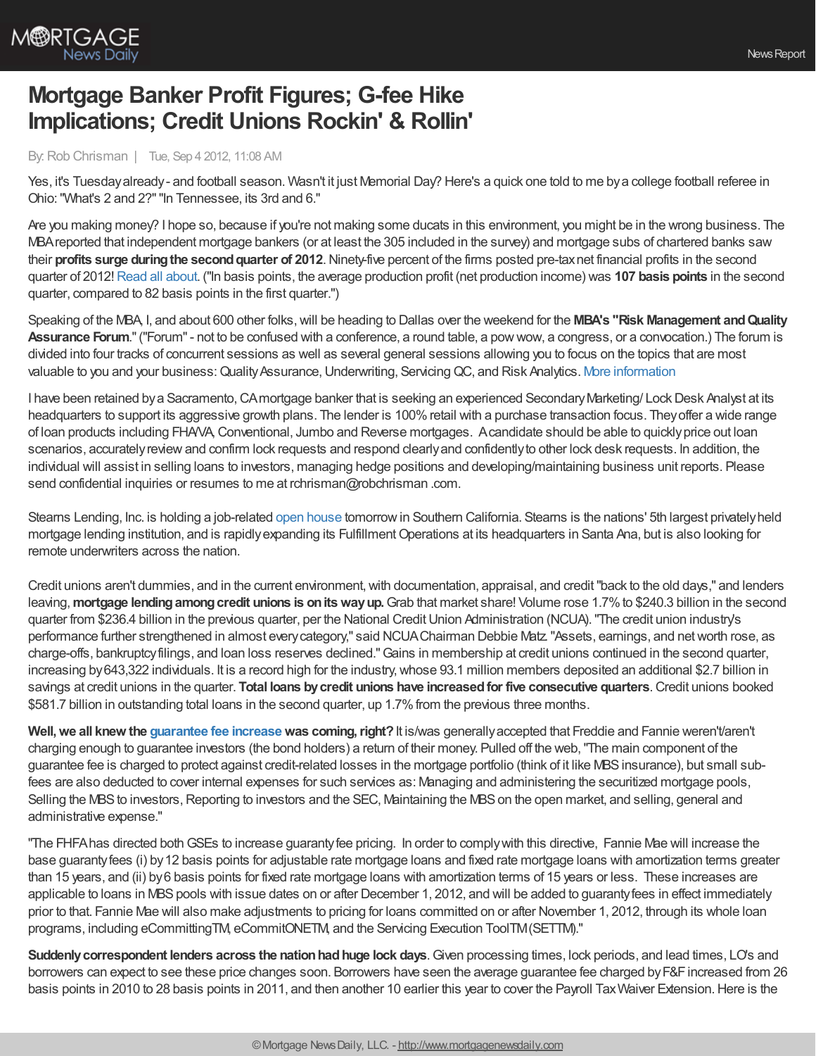# Mortgage Banker Profit Figures; G-fee Hike Implications; Credit Unions Rockin' & Rollin'

By: Rob Chrisman | Tue, Sep 4 2012, 11:08 AM

Yes, it's Tuesday already - and football season. Wasn't it just Memorial Day? Here's a quick one told to me by a college football referee in Ohio: "What's 2 and 2?" "In Tennessee, its 3rd and 6."

Are you making money? I hope so, because if you're not making some ducats in this environment, you might be in the wrong business. The MBA reported that independent mortgage bankers (or at least the 305 included in the survey) and mortgage subs of chartered banks saw their **profits surge during the second quarter of 2012**. Ninety-five percent of the firms posted pre-tax net financial profits in the second quarter of 2012! Read all about. ("In basis points, the average production profit (net production income) was **107 basis points** in the second quarter, compared to 82 basis points in the first quarter.")

Speaking of the MBA, I, and about 600 other folks, will be heading to Dallas over the weekend for the **MBA's "Risk Management and Quality Assurance Forum**." ("Forum" - not to be confused with a conference, a round table, a pow wow, a congress, or a convocation.) The forum is divided into four tracks of concurrent sessions as well as several general sessions allowing you to focus on the topics that are most valuable to you and your business: Quality Assurance, Underwriting, Servicing QC, and Risk Analytics. More information

I have been retained by a Sacramento, CA mortgage banker that is seeking an experienced Secondary Marketing/ Lock Desk Analyst at its headquarters to support its aggressive growth plans. The lender is 100% retail with a purchase transaction focus. They offer a wide range of loan products including FHA/VA, Conventional, Jumbo and Reverse mortgages. A candidate should be able to quickly price out loan scenarios, accurately review and confirm lock requests and respond clearly and confidently to other lock desk requests. In addition, the individual will assist in selling loans to investors, managing hedge positions and developing/maintaining business unit reports. Please send confidential inquiries or resumes to me at rchrisman@robchrisman .com.

Stearns Lending, Inc. is holding a job-related open house tomorrow in Southern California. Stearns is the nations' 5th largest privately held mortgage lending institution, and is rapidly expanding its Fulfillment Operations at its headquarters in Santa Ana, but is also looking for remote underwriters across the nation.

Credit unions aren't dummies, and in the current environment, with documentation, appraisal, and credit "back to the old days," and lenders leaving, **mortgage lending among credit unions is on its way up.** Grab that market share! Volume rose 1.7% to $240.3 billion in the second quarter from $236.4 billion in the previous quarter, per the National Credit Union Administration (NCUA). "The credit union industry's performance further strengthened in almost every category," said NCUA Chairman Debbie Matz. "Assets, earnings, and net worth rose, as charge-offs, bankruptcy filings, and loan loss reserves declined." Gains in membership at credit unions continued in the second quarter, increasing by 643,322 individuals. It is a record high for the industry, whose 93.1 million members deposited an additional $2.7 billion in savings at credit unions in the quarter. **Total loans by credit unions have increased for five consecutive quarters**. Credit unions booked $581.7 billion in outstanding total loans in the second quarter, up 1.7% from the previous three months.

**Well, we all knew the guarantee fee increase was coming, right?** It is/was generally accepted that Freddie and Fannie weren't/aren't charging enough to guarantee investors (the bond holders) a return of their money. Pulled off the web, "The main component of the guarantee fee is charged to protect against credit-related losses in the mortgage portfolio (think of it like MBS insurance), but small sub-fees are also deducted to cover internal expenses for such services as: Managing and administering the securitized mortgage pools, Selling the MBS to investors, Reporting to investors and the SEC, Maintaining the MBS on the open market, and selling, general and administrative expense."

"The FHFA has directed both GSEs to increase guaranty fee pricing. In order to comply with this directive, Fannie Mae will increase the base guaranty fees (i) by 12 basis points for adjustable rate mortgage loans and fixed rate mortgage loans with amortization terms greater than 15 years, and (ii) by 6 basis points for fixed rate mortgage loans with amortization terms of 15 years or less. These increases are applicable to loans in MBS pools with issue dates on or after December 1, 2012, and will be added to guaranty fees in effect immediately prior to that. Fannie Mae will also make adjustments to pricing for loans committed on or after November 1, 2012, through its whole loan programs, including eCommittingTM, eCommitONETM, and the Servicing Execution ToolTM (SETTM)."

**Suddenly correspondent lenders across the nation had huge lock days**. Given processing times, lock periods, and lead times, LO's and borrowers can expect to see these price changes soon. Borrowers have seen the average guarantee fee charged by F&F increased from 26 basis points in 2010 to 28 basis points in 2011, and then another 10 earlier this year to cover the Payroll Tax Waiver Extension. Here is the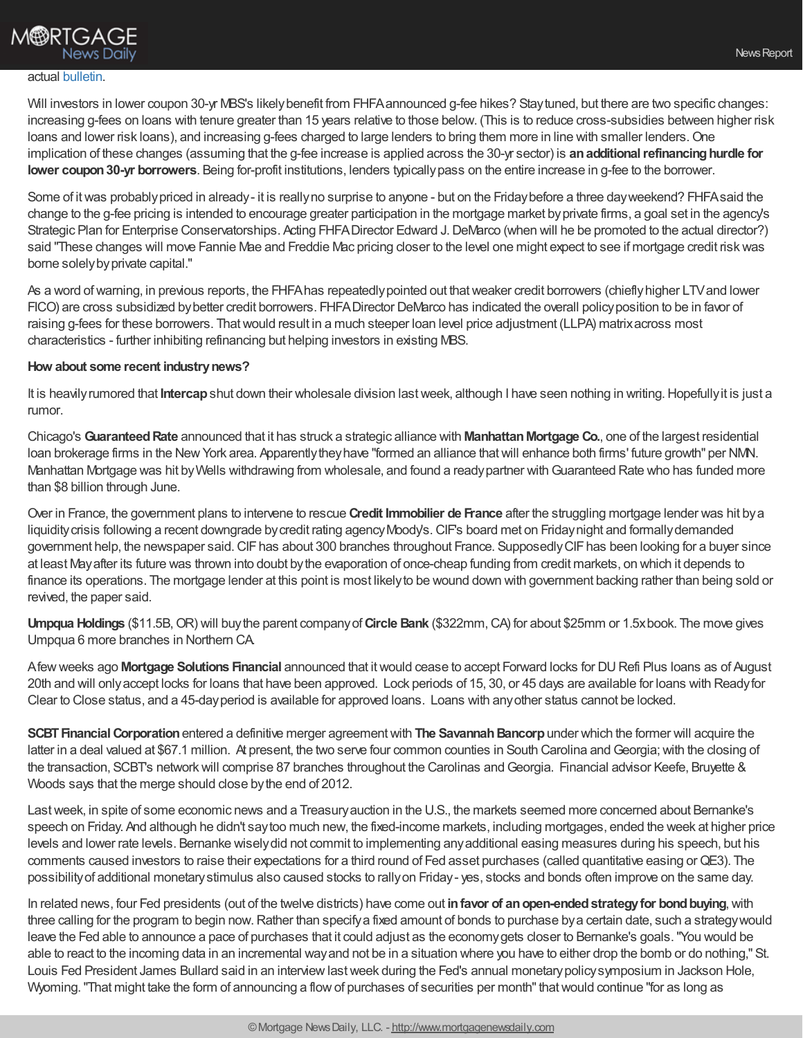actual bulletin.

Will investors in lower coupon 30-yr MBS's likely benefit from FHFA announced g-fee hikes? Stay tuned, but there are two specific changes: increasing g-fees on loans with tenure greater than 15 years relative to those below. (This is to reduce cross-subsidies between higher risk loans and lower risk loans), and increasing g-fees charged to large lenders to bring them more in line with smaller lenders. One implication of these changes (assuming that the g-fee increase is applied across the 30-yr sector) is **an additional refinancing hurdle for lower coupon 30-yr borrowers**. Being for-profit institutions, lenders typically pass on the entire increase in g-fee to the borrower.

Some of it was probably priced in already - it is really no surprise to anyone - but on the Friday before a three day weekend? FHFA said the change to the g-fee pricing is intended to encourage greater participation in the mortgage market by private firms, a goal set in the agency's Strategic Plan for Enterprise Conservatorships. Acting FHFA Director Edward J. DeMarco (when will he be promoted to the actual director?) said "These changes will move Fannie Mae and Freddie Mac pricing closer to the level one might expect to see if mortgage credit risk was borne solely by private capital."

As a word of warning, in previous reports, the FHFA has repeatedly pointed out that weaker credit borrowers (chiefly higher LTV and lower FICO) are cross subsidized by better credit borrowers. FHFA Director DeMarco has indicated the overall policy position to be in favor of raising g-fees for these borrowers. That would result in a much steeper loan level price adjustment (LLPA) matrix across most characteristics - further inhibiting refinancing but helping investors in existing MBS.

**How about some recent industry news?**

It is heavily rumored that **Intercap** shut down their wholesale division last week, although I have seen nothing in writing. Hopefully it is just a rumor.

Chicago's **Guaranteed Rate** announced that it has struck a strategic alliance with **Manhattan Mortgage Co.**, one of the largest residential loan brokerage firms in the New York area. Apparently they have "formed an alliance that will enhance both firms' future growth" per NMN. Manhattan Mortgage was hit by Wells withdrawing from wholesale, and found a ready partner with Guaranteed Rate who has funded more than $8 billion through June.

Over in France, the government plans to intervene to rescue **Credit Immobilier de France** after the struggling mortgage lender was hit by a liquidity crisis following a recent downgrade by credit rating agency Moody's. CIF's board met on Friday night and formally demanded government help, the newspaper said. CIF has about 300 branches throughout France. Supposedly CIF has been looking for a buyer since at least May after its future was thrown into doubt by the evaporation of once-cheap funding from credit markets, on which it depends to finance its operations. The mortgage lender at this point is most likely to be wound down with government backing rather than being sold or revived, the paper said.

**Umpqua Holdings** ($11.5B, OR) will buy the parent company of **Circle Bank** ($322mm, CA) for about $25mm or 1.5x book. The move gives Umpqua 6 more branches in Northern CA.

A few weeks ago **Mortgage Solutions Financial** announced that it would cease to accept Forward locks for DU Refi Plus loans as of August 20th and will only accept locks for loans that have been approved. Lock periods of 15, 30, or 45 days are available for loans with Ready for Clear to Close status, and a 45-day period is available for approved loans. Loans with any other status cannot be locked.

**SCBT Financial Corporation** entered a definitive merger agreement with **The Savannah Bancorp** under which the former will acquire the latter in a deal valued at $67.1 million. At present, the two serve four common counties in South Carolina and Georgia; with the closing of the transaction, SCBT's network will comprise 87 branches throughout the Carolinas and Georgia. Financial advisor Keefe, Bruyette & Woods says that the merge should close by the end of 2012.

Last week, in spite of some economic news and a Treasury auction in the U.S., the markets seemed more concerned about Bernanke's speech on Friday. And although he didn't say too much new, the fixed-income markets, including mortgages, ended the week at higher price levels and lower rate levels. Bernanke wisely did not commit to implementing any additional easing measures during his speech, but his comments caused investors to raise their expectations for a third round of Fed asset purchases (called quantitative easing or QE3). The possibility of additional monetary stimulus also caused stocks to rally on Friday - yes, stocks and bonds often improve on the same day.

In related news, four Fed presidents (out of the twelve districts) have come out **in favor of an open-ended strategy for bond buying**, with three calling for the program to begin now. Rather than specify a fixed amount of bonds to purchase by a certain date, such a strategy would leave the Fed able to announce a pace of purchases that it could adjust as the economy gets closer to Bernanke's goals. "You would be able to react to the incoming data in an incremental way and not be in a situation where you have to either drop the bomb or do nothing," St. Louis Fed President James Bullard said in an interview last week during the Fed's annual monetary policy symposium in Jackson Hole, Wyoming. "That might take the form of announcing a flow of purchases of securities per month" that would continue "for as long as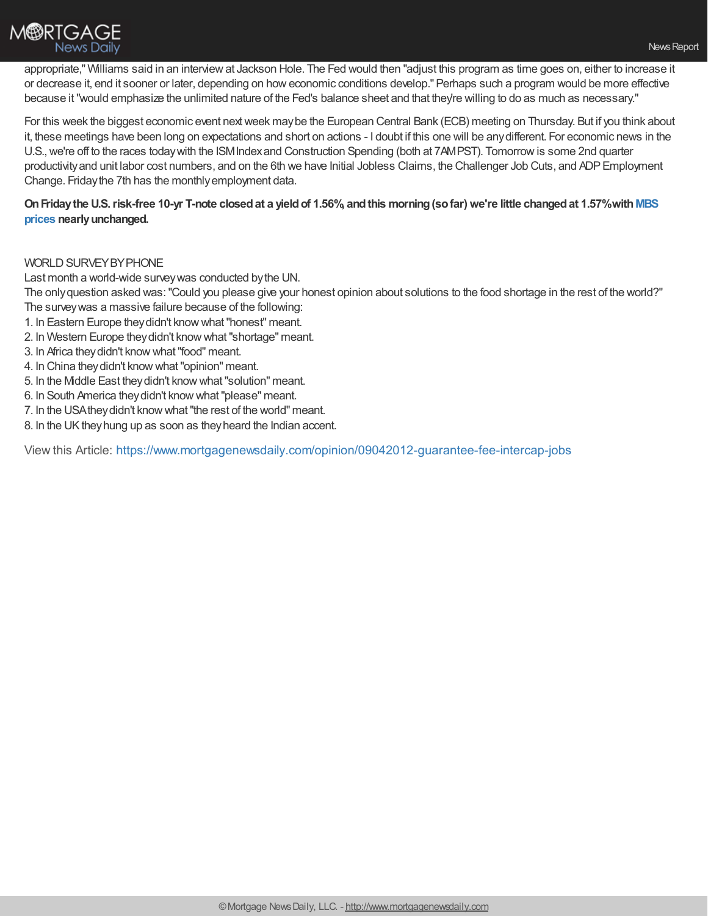appropriate," Williams said in an interview at Jackson Hole. The Fed would then "adjust this program as time goes on, either to increase it or decrease it, end it sooner or later, depending on how economic conditions develop." Perhaps such a program would be more effective because it "would emphasize the unlimited nature of the Fed's balance sheet and that they're willing to do as much as necessary."

For this week the biggest economic event next week may be the European Central Bank (ECB) meeting on Thursday. But if you think about it, these meetings have been long on expectations and short on actions - I doubt if this one will be any different. For economic news in the U.S., we're off to the races today with the ISM Index and Construction Spending (both at 7AM PST). Tomorrow is some 2nd quarter productivity and unit labor cost numbers, and on the 6th we have Initial Jobless Claims, the Challenger Job Cuts, and ADP Employment Change. Friday the 7th has the monthly employment data.

**On Friday the U.S. risk-free 10-yr T-note closed at a yield of 1.56%, and this morning (so far) we're little changed at 1.57% with MBS prices nearly unchanged.**

WORLD SURVEY BY PHONE
Last month a world-wide survey was conducted by the UN.
The only question asked was: "Could you please give your honest opinion about solutions to the food shortage in the rest of the world?"
The survey was a massive failure because of the following:

1. In Eastern Europe they didn't know what "honest" meant.
2. In Western Europe they didn't know what "shortage" meant.
3. In Africa they didn't know what "food" meant.
4. In China they didn't know what "opinion" meant.
5. In the Middle East they didn't know what "solution" meant.
6. In South America they didn't know what "please" meant.
7. In the USA they didn't know what "the rest of the world" meant.
8. In the UK they hung up as soon as they heard the Indian accent.

View this Article: https://www.mortgagenewsdaily.com/opinion/09042012-guarantee-fee-intercap-jobs